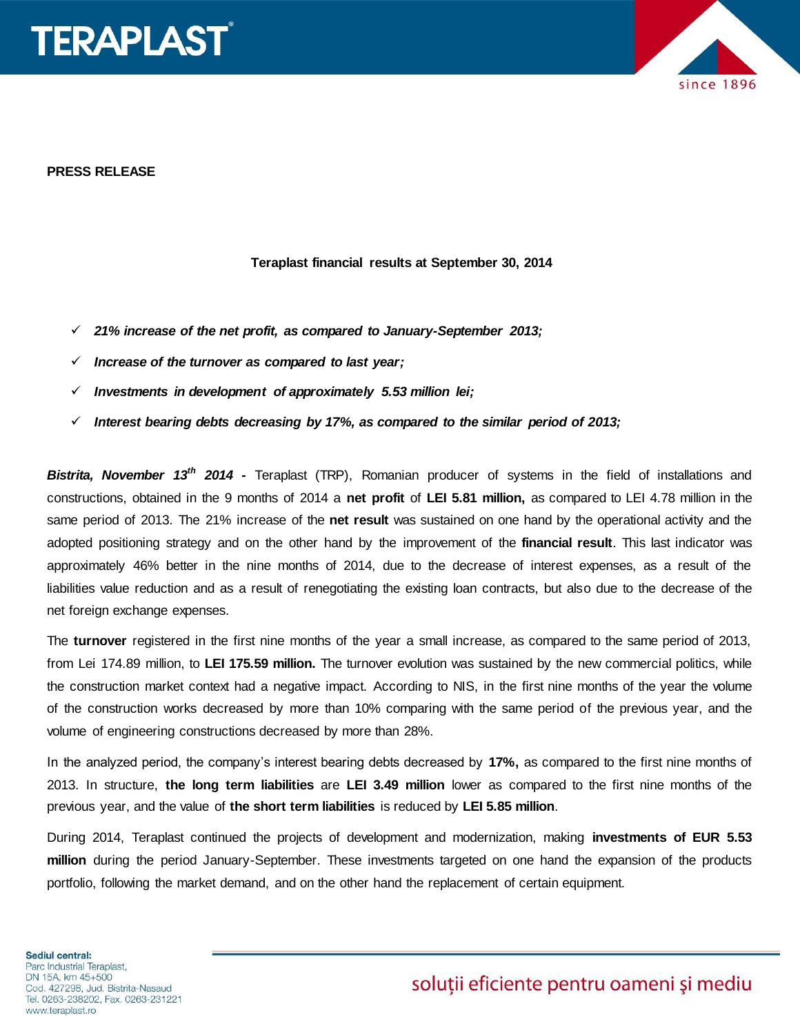**PRESS RELEASE**

**Teraplast financial results at September 30, 2014**

- ✓ ***21% increase of the net profit, as compared to January-September 2013;***
- ✓ ***Increase of the turnover as compared to last year;***
- ✓ ***Investments in development of approximately 5.53 million lei;***
- ✓ ***Interest bearing debts decreasing by 17%, as compared to the similar period of 2013;***

***Bistrita, November 13th 2014 -*** Teraplast (TRP), Romanian producer of systems in the field of installations and constructions, obtained in the 9 months of 2014 a **net profit** of **LEI 5.81 million,** as compared to LEI 4.78 million in the same period of 2013. The 21% increase of the **net result** was sustained on one hand by the operational activity and the adopted positioning strategy and on the other hand by the improvement of the **financial result**. This last indicator was approximately 46% better in the nine months of 2014, due to the decrease of interest expenses, as a result of the liabilities value reduction and as a result of renegotiating the existing loan contracts, but also due to the decrease of the net foreign exchange expenses.

The **turnover** registered in the first nine months of the year a small increase, as compared to the same period of 2013, from Lei 174.89 million, to **LEI 175.59 million.** The turnover evolution was sustained by the new commercial politics, while the construction market context had a negative impact. According to NIS, in the first nine months of the year the volume of the construction works decreased by more than 10% comparing with the same period of the previous year, and the volume of engineering constructions decreased by more than 28%.

In the analyzed period, the company's interest bearing debts decreased by **17%,** as compared to the first nine months of 2013. In structure, **the long term liabilities** are **LEI 3.49 million** lower as compared to the first nine months of the previous year, and the value of **the short term liabilities** is reduced by **LEI 5.85 million**.

During 2014, Teraplast continued the projects of development and modernization, making **investments of EUR 5.53 million** during the period January-September. These investments targeted on one hand the expansion of the products portfolio, following the market demand, and on the other hand the replacement of certain equipment.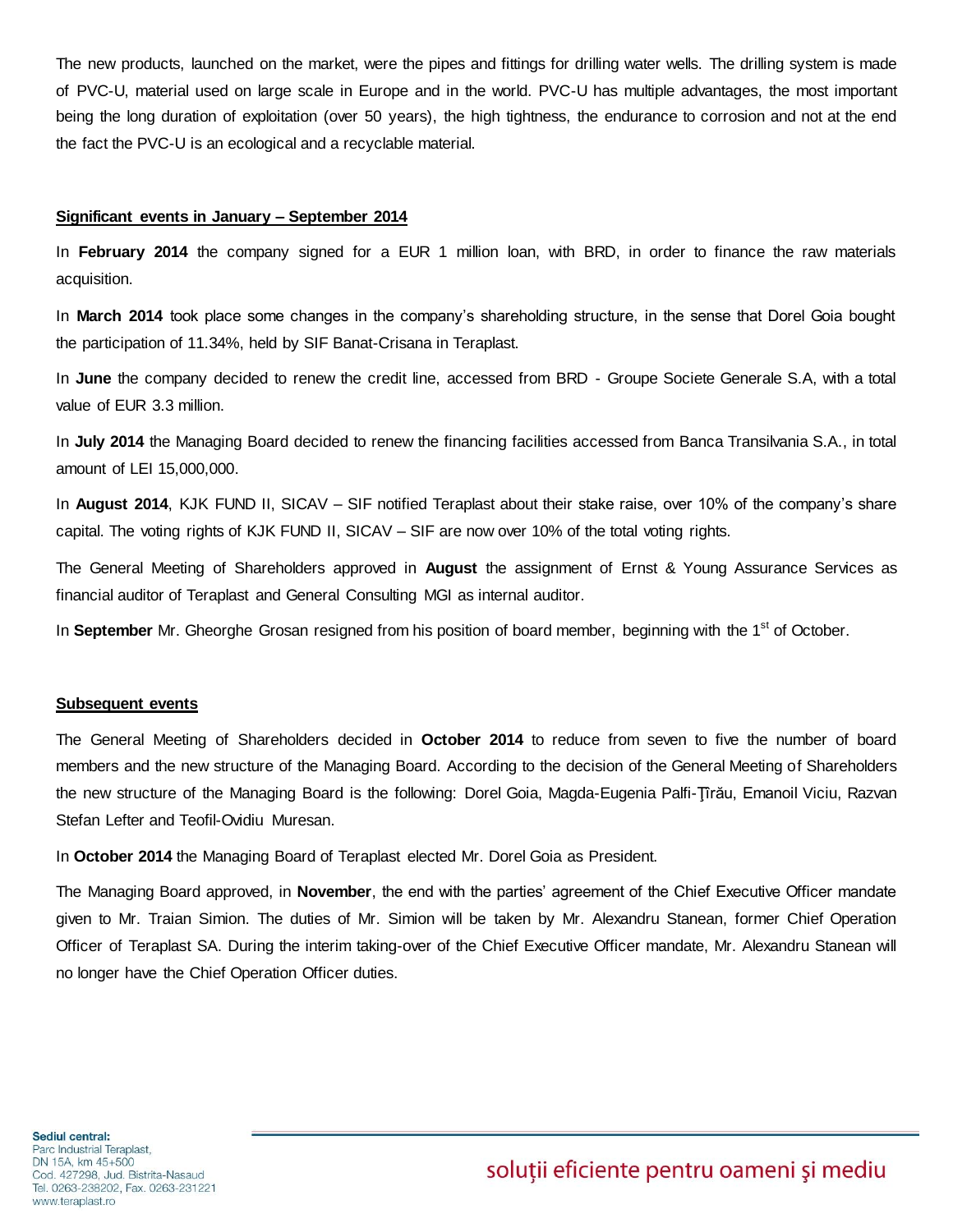The new products, launched on the market, were the pipes and fittings for drilling water wells. The drilling system is made of PVC-U, material used on large scale in Europe and in the world. PVC-U has multiple advantages, the most important being the long duration of exploitation (over 50 years), the high tightness, the endurance to corrosion and not at the end the fact the PVC-U is an ecological and a recyclable material.

**Significant events in January – September 2014**

In **February 2014** the company signed for a EUR 1 million loan, with BRD, in order to finance the raw materials acquisition.

In **March 2014** took place some changes in the company's shareholding structure, in the sense that Dorel Goia bought the participation of 11.34%, held by SIF Banat-Crisana in Teraplast.

In **June** the company decided to renew the credit line, accessed from BRD - Groupe Societe Generale S.A, with a total value of EUR 3.3 million.

In **July 2014** the Managing Board decided to renew the financing facilities accessed from Banca Transilvania S.A., in total amount of LEI 15,000,000.

In **August 2014**, KJK FUND II, SICAV – SIF notified Teraplast about their stake raise, over 10% of the company's share capital. The voting rights of KJK FUND II, SICAV – SIF are now over 10% of the total voting rights.

The General Meeting of Shareholders approved in **August** the assignment of Ernst & Young Assurance Services as financial auditor of Teraplast and General Consulting MGI as internal auditor.

In **September** Mr. Gheorghe Grosan resigned from his position of board member, beginning with the 1st of October.

**Subsequent events**

The General Meeting of Shareholders decided in **October 2014** to reduce from seven to five the number of board members and the new structure of the Managing Board. According to the decision of the General Meeting of Shareholders the new structure of the Managing Board is the following: Dorel Goia, Magda-Eugenia Palfi-Ţîrău, Emanoil Viciu, Razvan Stefan Lefter and Teofil-Ovidiu Muresan.

In **October 2014** the Managing Board of Teraplast elected Mr. Dorel Goia as President.

The Managing Board approved, in **November**, the end with the parties' agreement of the Chief Executive Officer mandate given to Mr. Traian Simion. The duties of Mr. Simion will be taken by Mr. Alexandru Stanean, former Chief Operation Officer of Teraplast SA. During the interim taking-over of the Chief Executive Officer mandate, Mr. Alexandru Stanean will no longer have the Chief Operation Officer duties.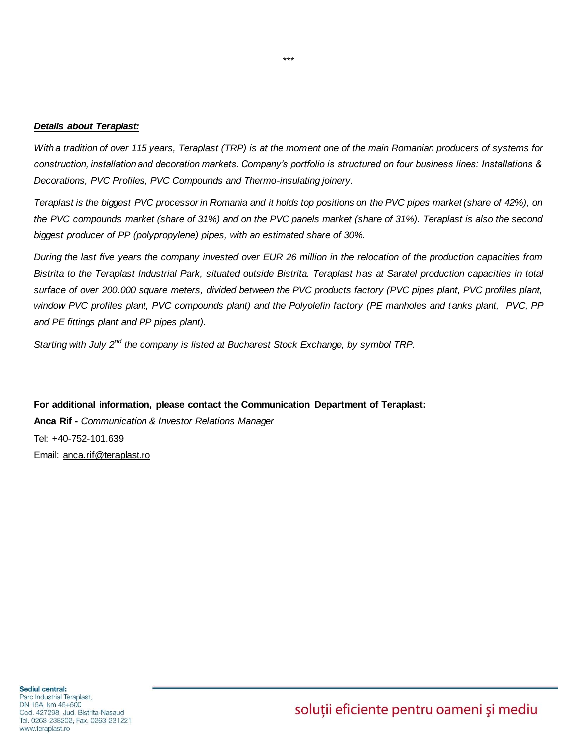\*\*\*

***<u>Details about Teraplast:</u>***

*With a tradition of over 115 years, Teraplast (TRP) is at the moment one of the main Romanian producers of systems for construction, installation and decoration markets. Company's portfolio is structured on four business lines: Installations & Decorations, PVC Profiles, PVC Compounds and Thermo-insulating joinery.*

*Teraplast is the biggest PVC processor in Romania and it holds top positions on the PVC pipes market (share of 42%), on the PVC compounds market (share of 31%) and on the PVC panels market (share of 31%). Teraplast is also the second biggest producer of PP (polypropylene) pipes, with an estimated share of 30%.*

*During the last five years the company invested over EUR 26 million in the relocation of the production capacities from Bistrita to the Teraplast Industrial Park, situated outside Bistrita. Teraplast has at Saratel production capacities in total surface of over 200.000 square meters, divided between the PVC products factory (PVC pipes plant, PVC profiles plant, window PVC profiles plant, PVC compounds plant) and the Polyolefin factory (PE manholes and tanks plant, PVC, PP and PE fittings plant and PP pipes plant).*

*Starting with July 2nd the company is listed at Bucharest Stock Exchange, by symbol TRP.*

**For additional information, please contact the Communication Department of Teraplast:**

**Anca Rif -** *Communication & Investor Relations Manager*

Tel: +40-752-101.639

Email: anca.rif@teraplast.ro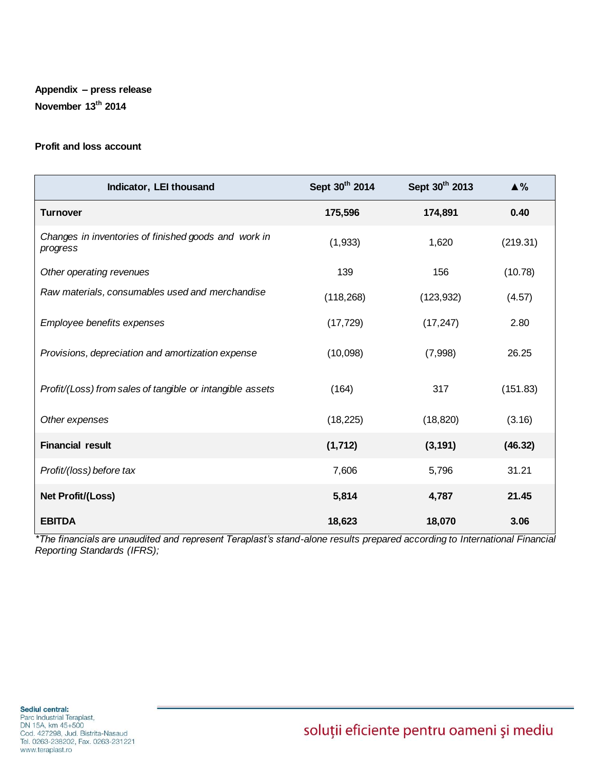**Appendix – press release**

**November 13th 2014**

**Profit and loss account**

| Indicator, LEI thousand | Sept 30th 2014 | Sept 30th 2013 | ▲% |
|---|---|---|---|
| **Turnover** | **175,596** | **174,891** | **0.40** |
| *Changes in inventories of finished goods and work in progress* | (1,933) | 1,620 | (219.31) |
| *Other operating revenues* | 139 | 156 | (10.78) |
| *Raw materials, consumables used and merchandise* | (118,268) | (123,932) | (4.57) |
| *Employee benefits expenses* | (17,729) | (17,247) | 2.80 |
| *Provisions, depreciation and amortization expense* | (10,098) | (7,998) | 26.25 |
| *Profit/(Loss) from sales of tangible or intangible assets* | (164) | 317 | (151.83) |
| *Other expenses* | (18,225) | (18,820) | (3.16) |
| **Financial result** | **(1,712)** | **(3,191)** | **(46.32)** |
| *Profit/(loss) before tax* | 7,606 | 5,796 | 31.21 |
| **Net Profit/(Loss)** | **5,814** | **4,787** | **21.45** |
| **EBITDA** | **18,623** | **18,070** | **3.06** |

*\*The financials are unaudited and represent Teraplast's stand-alone results prepared according to International Financial Reporting Standards (IFRS);*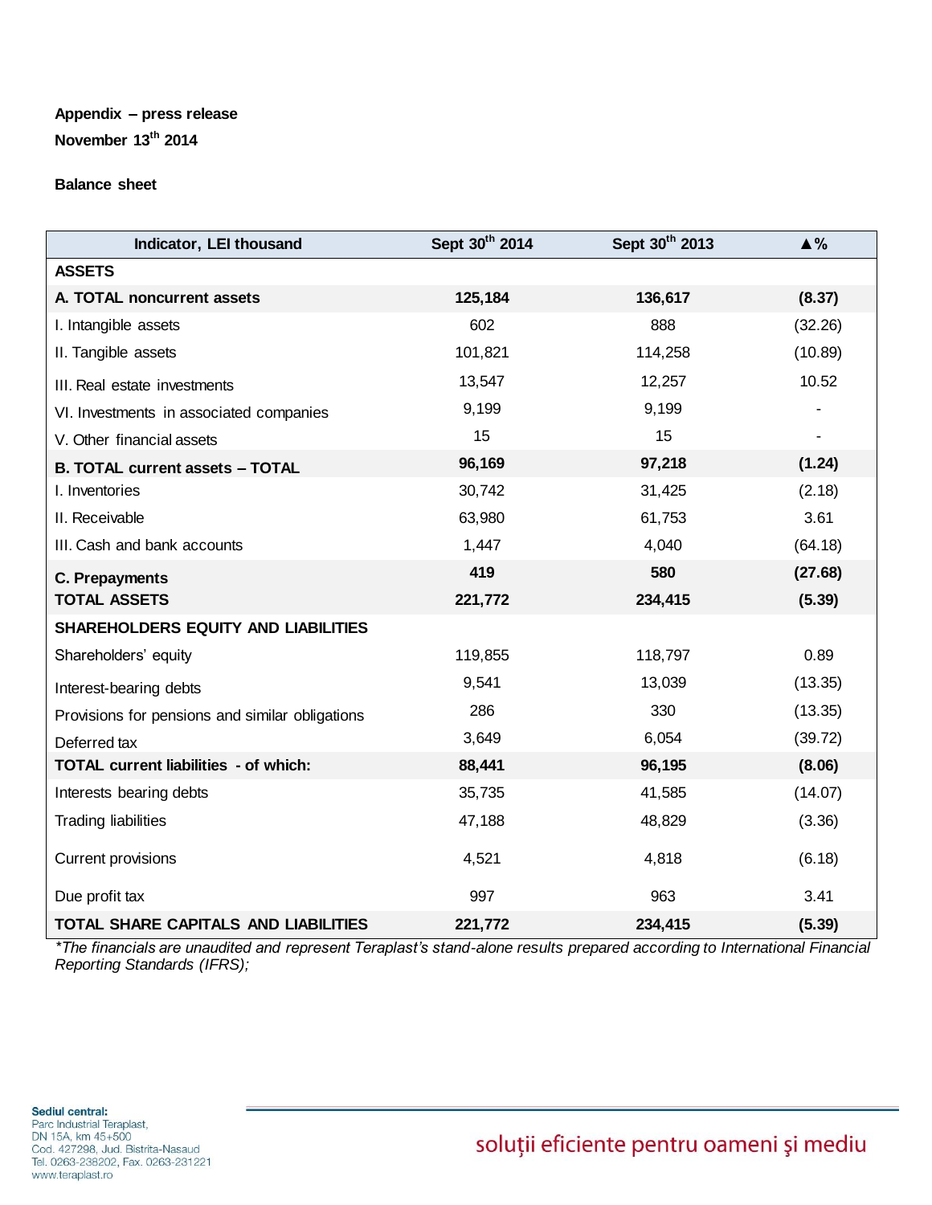**Appendix – press release**

**November 13th 2014**

**Balance sheet**

| Indicator, LEI thousand | Sept 30th 2014 | Sept 30th 2013 | ▲% |
|---|---|---|---|
| **ASSETS** | | | |
| **A. TOTAL noncurrent assets** | **125,184** | **136,617** | **(8.37)** |
| I. Intangible assets | 602 | 888 | (32.26) |
| II. Tangible assets | 101,821 | 114,258 | (10.89) |
| III. Real estate investments | 13,547 | 12,257 | 10.52 |
| VI. Investments in associated companies | 9,199 | 9,199 | - |
| V. Other financial assets | 15 | 15 | - |
| **B. TOTAL current assets – TOTAL** | **96,169** | **97,218** | **(1.24)** |
| I. Inventories | 30,742 | 31,425 | (2.18) |
| II. Receivable | 63,980 | 61,753 | 3.61 |
| III. Cash and bank accounts | 1,447 | 4,040 | (64.18) |
| **C. Prepayments** | **419** | **580** | **(27.68)** |
| **TOTAL ASSETS** | **221,772** | **234,415** | **(5.39)** |
| **SHAREHOLDERS EQUITY AND LIABILITIES** | | | |
| Shareholders' equity | 119,855 | 118,797 | 0.89 |
| Interest-bearing debts | 9,541 | 13,039 | (13.35) |
| Provisions for pensions and similar obligations | 286 | 330 | (13.35) |
| Deferred tax | 3,649 | 6,054 | (39.72) |
| **TOTAL current liabilities - of which:** | **88,441** | **96,195** | **(8.06)** |
| Interests bearing debts | 35,735 | 41,585 | (14.07) |
| Trading liabilities | 47,188 | 48,829 | (3.36) |
| Current provisions | 4,521 | 4,818 | (6.18) |
| Due profit tax | 997 | 963 | 3.41 |
| **TOTAL SHARE CAPITALS AND LIABILITIES** | **221,772** | **234,415** | **(5.39)** |

*\*The financials are unaudited and represent Teraplast's stand-alone results prepared according to International Financial Reporting Standards (IFRS);*